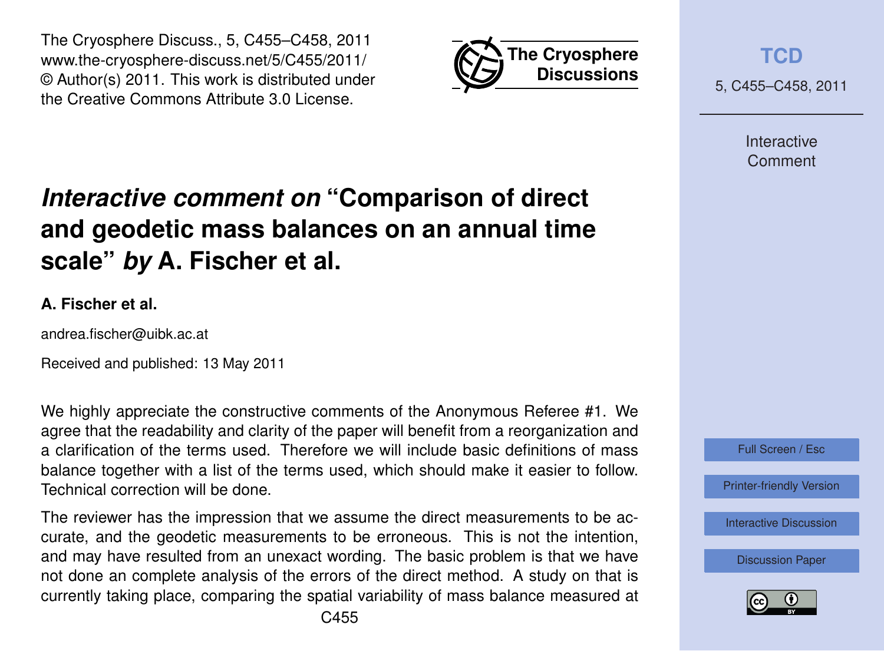# *Interactive comment on* "Comparison of direct and geodetic mass balances on an annual time scale" *by* A. Fischer et al.

**A. Fischer et al.**

andrea.fischer@uibk.ac.at

Received and published: 13 May 2011

We highly appreciate the constructive comments of the Anonymous Referee #1. We agree that the readability and clarity of the paper will benefit from a reorganization and a clarification of the terms used. Therefore we will include basic definitions of mass balance together with a list of the terms used, which should make it easier to follow. Technical correction will be done.

The reviewer has the impression that we assume the direct measurements to be accurate, and the geodetic measurements to be erroneous. This is not the intention, and may have resulted from an unexact wording. The basic problem is that we have not done an complete analysis of the errors of the direct method. A study on that is currently taking place, comparing the spatial variability of mass balance measured at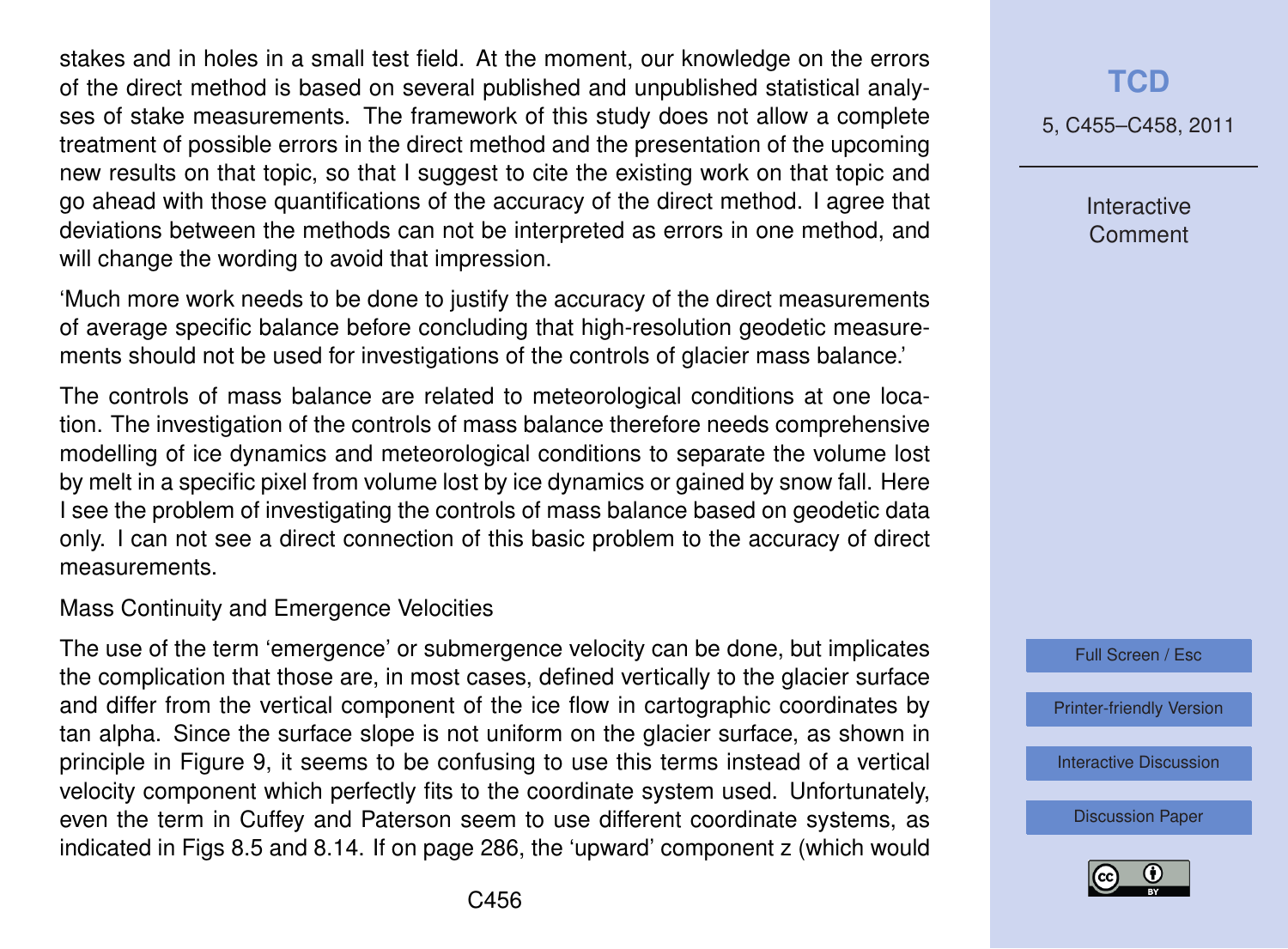stakes and in holes in a small test field. At the moment, our knowledge on the errors of the direct method is based on several published and unpublished statistical analyses of stake measurements. The framework of this study does not allow a complete treatment of possible errors in the direct method and the presentation of the upcoming new results on that topic, so that I suggest to cite the existing work on that topic and go ahead with those quantifications of the accuracy of the direct method. I agree that deviations between the methods can not be interpreted as errors in one method, and will change the wording to avoid that impression.

'Much more work needs to be done to justify the accuracy of the direct measurements of average specific balance before concluding that high-resolution geodetic measurements should not be used for investigations of the controls of glacier mass balance.'

The controls of mass balance are related to meteorological conditions at one location. The investigation of the controls of mass balance therefore needs comprehensive modelling of ice dynamics and meteorological conditions to separate the volume lost by melt in a specific pixel from volume lost by ice dynamics or gained by snow fall. Here I see the problem of investigating the controls of mass balance based on geodetic data only. I can not see a direct connection of this basic problem to the accuracy of direct measurements.

Mass Continuity and Emergence Velocities

The use of the term 'emergence' or submergence velocity can be done, but implicates the complication that those are, in most cases, defined vertically to the glacier surface and differ from the vertical component of the ice flow in cartographic coordinates by tan alpha. Since the surface slope is not uniform on the glacier surface, as shown in principle in Figure 9, it seems to be confusing to use this terms instead of a vertical velocity component which perfectly fits to the coordinate system used. Unfortunately, even the term in Cuffey and Paterson seem to use different coordinate systems, as indicated in Figs 8.5 and 8.14. If on page 286, the 'upward' component z (which would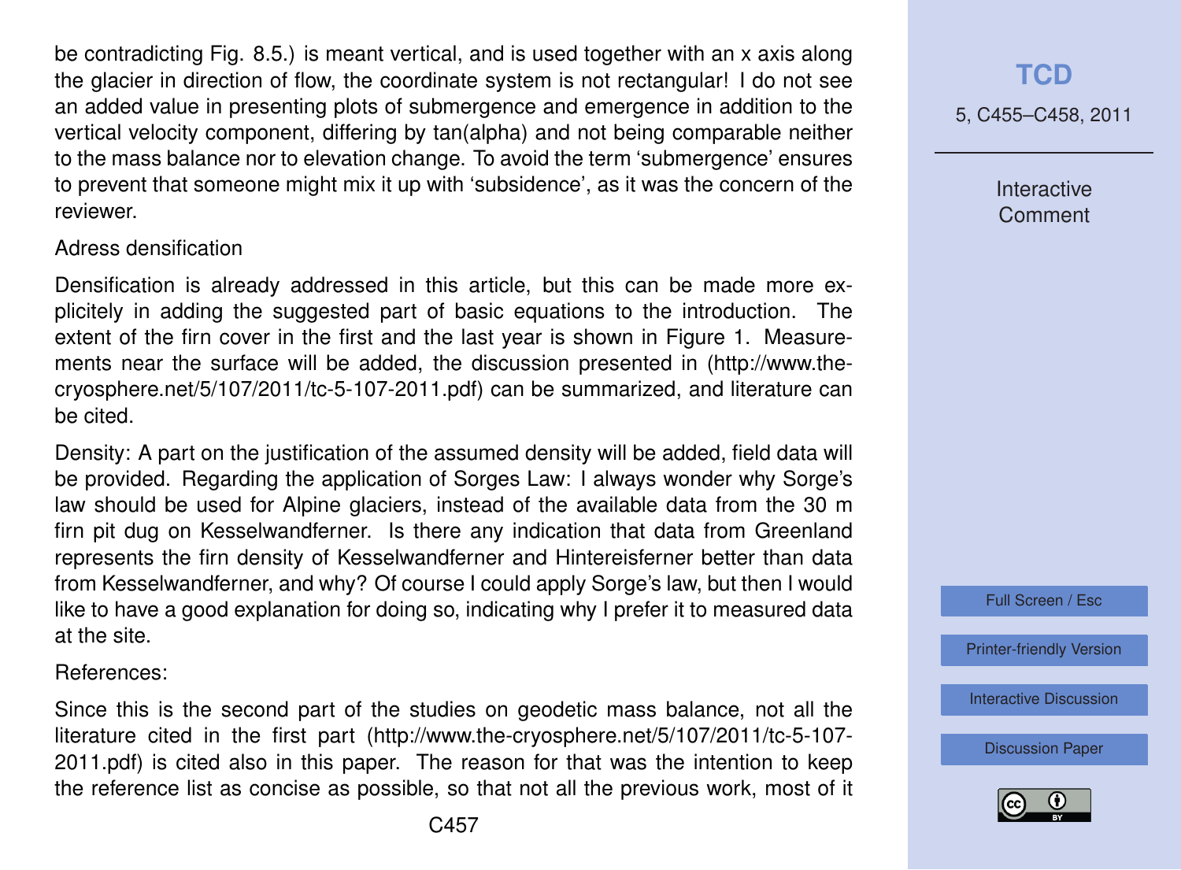be contradicting Fig. 8.5.) is meant vertical, and is used together with an x axis along the glacier in direction of flow, the coordinate system is not rectangular! I do not see an added value in presenting plots of submergence and emergence in addition to the vertical velocity component, differing by tan(alpha) and not being comparable neither to the mass balance nor to elevation change. To avoid the term 'submergence' ensures to prevent that someone might mix it up with 'subsidence', as it was the concern of the reviewer.

Adress densification

Densification is already addressed in this article, but this can be made more explicitely in adding the suggested part of basic equations to the introduction. The extent of the firn cover in the first and the last year is shown in Figure 1. Measurements near the surface will be added, the discussion presented in (http://www.the-cryosphere.net/5/107/2011/tc-5-107-2011.pdf) can be summarized, and literature can be cited.

Density: A part on the justification of the assumed density will be added, field data will be provided. Regarding the application of Sorges Law: I always wonder why Sorge's law should be used for Alpine glaciers, instead of the available data from the 30 m firn pit dug on Kesselwandferner. Is there any indication that data from Greenland represents the firn density of Kesselwandferner and Hintereisferner better than data from Kesselwandferner, and why? Of course I could apply Sorge's law, but then I would like to have a good explanation for doing so, indicating why I prefer it to measured data at the site.

References:

Since this is the second part of the studies on geodetic mass balance, not all the literature cited in the first part (http://www.the-cryosphere.net/5/107/2011/tc-5-107-2011.pdf) is cited also in this paper. The reason for that was the intention to keep the reference list as concise as possible, so that not all the previous work, most of it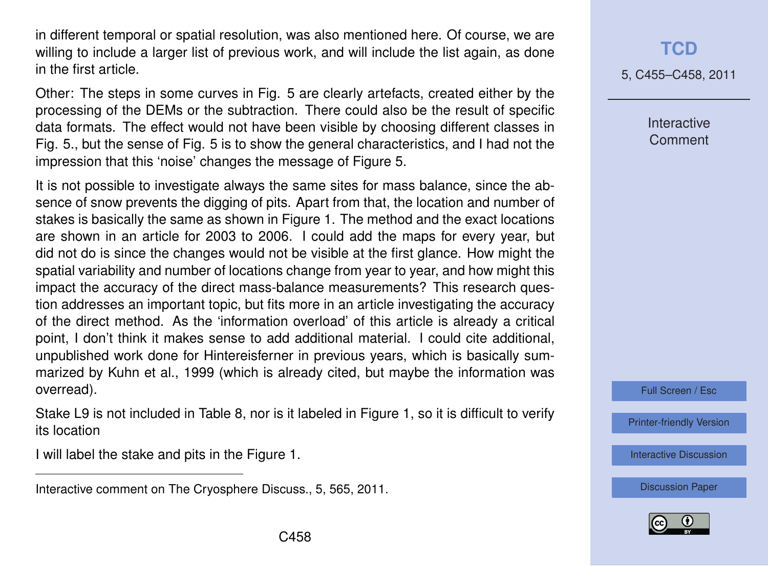in different temporal or spatial resolution, was also mentioned here. Of course, we are willing to include a larger list of previous work, and will include the list again, as done in the first article.

Other: The steps in some curves in Fig. 5 are clearly artefacts, created either by the processing of the DEMs or the subtraction. There could also be the result of specific data formats. The effect would not have been visible by choosing different classes in Fig. 5., but the sense of Fig. 5 is to show the general characteristics, and I had not the impression that this 'noise' changes the message of Figure 5.

It is not possible to investigate always the same sites for mass balance, since the absence of snow prevents the digging of pits. Apart from that, the location and number of stakes is basically the same as shown in Figure 1. The method and the exact locations are shown in an article for 2003 to 2006. I could add the maps for every year, but did not do is since the changes would not be visible at the first glance. How might the spatial variability and number of locations change from year to year, and how might this impact the accuracy of the direct mass-balance measurements? This research question addresses an important topic, but fits more in an article investigating the accuracy of the direct method. As the 'information overload' of this article is already a critical point, I don't think it makes sense to add additional material. I could cite additional, unpublished work done for Hintereisferner in previous years, which is basically summarized by Kuhn et al., 1999 (which is already cited, but maybe the information was overread).

Stake L9 is not included in Table 8, nor is it labeled in Figure 1, so it is difficult to verify its location

I will label the stake and pits in the Figure 1.

---

Interactive comment on The Cryosphere Discuss., 5, 565, 2011.